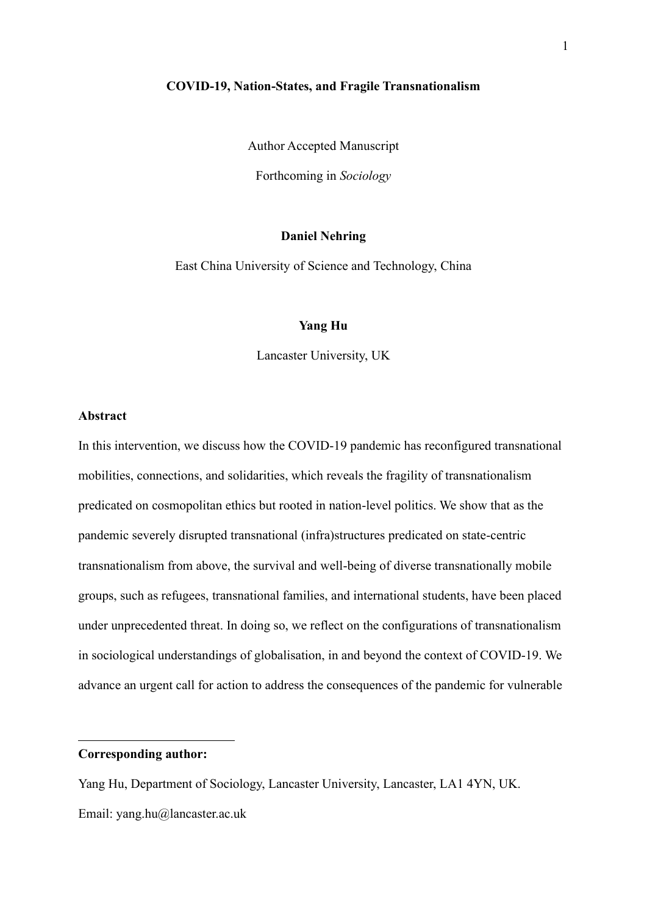# COVID-19, Nation-States, and Fragile Transnationalism

Author Accepted Manuscript

Forthcoming in *Sociology*

**Daniel Nehring**

East China University of Science and Technology, China

**Yang Hu**

Lancaster University, UK

## Abstract

In this intervention, we discuss how the COVID-19 pandemic has reconfigured transnational mobilities, connections, and solidarities, which reveals the fragility of transnationalism predicated on cosmopolitan ethics but rooted in nation-level politics. We show that as the pandemic severely disrupted transnational (infra)structures predicated on state-centric transnationalism from above, the survival and well-being of diverse transnationally mobile groups, such as refugees, transnational families, and international students, have been placed under unprecedented threat. In doing so, we reflect on the configurations of transnationalism in sociological understandings of globalisation, in and beyond the context of COVID-19. We advance an urgent call for action to address the consequences of the pandemic for vulnerable

---

**Corresponding author:**

Yang Hu, Department of Sociology, Lancaster University, Lancaster, LA1 4YN, UK.

Email: yang.hu@lancaster.ac.uk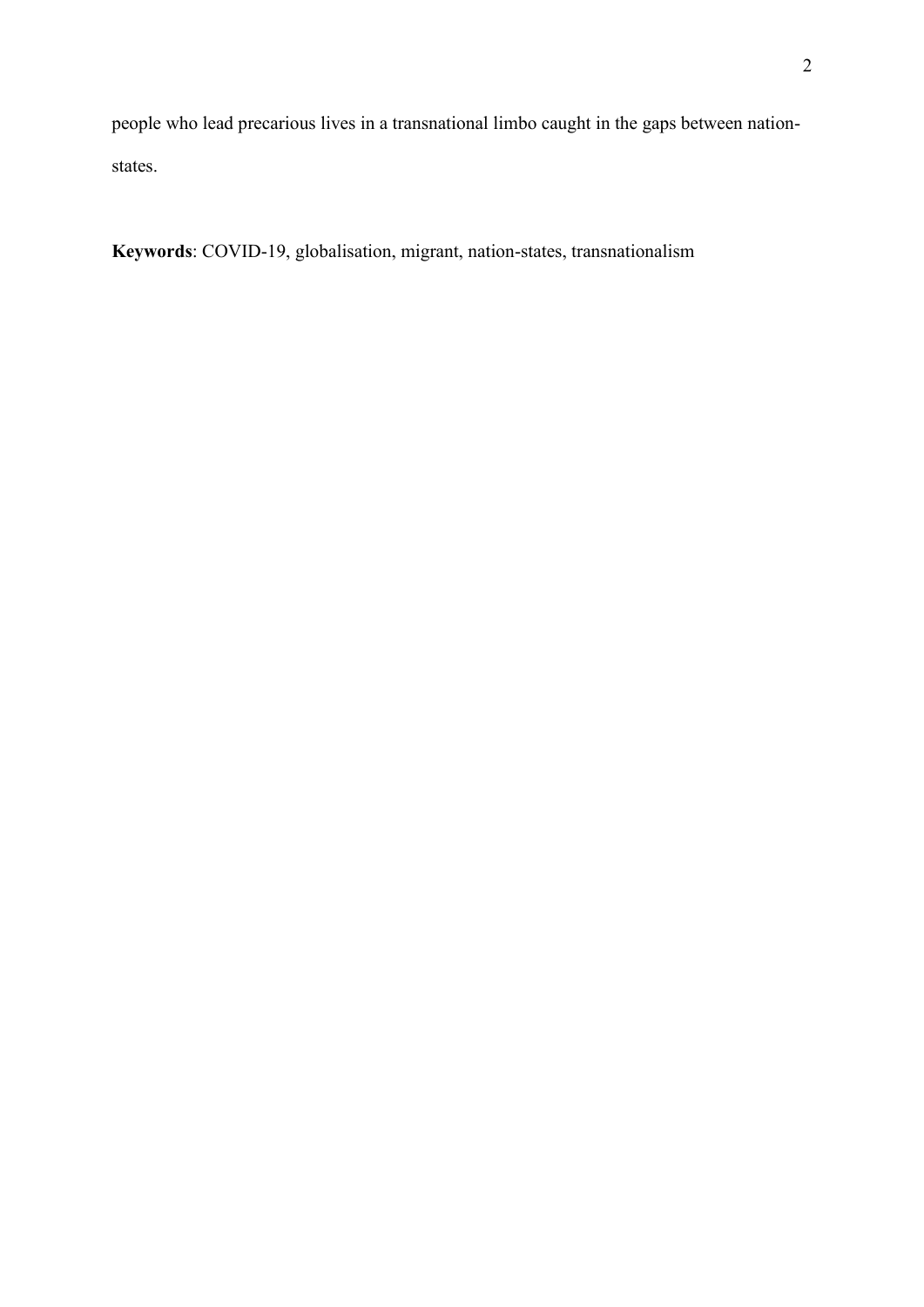people who lead precarious lives in a transnational limbo caught in the gaps between nation-states.

**Keywords**: COVID-19, globalisation, migrant, nation-states, transnationalism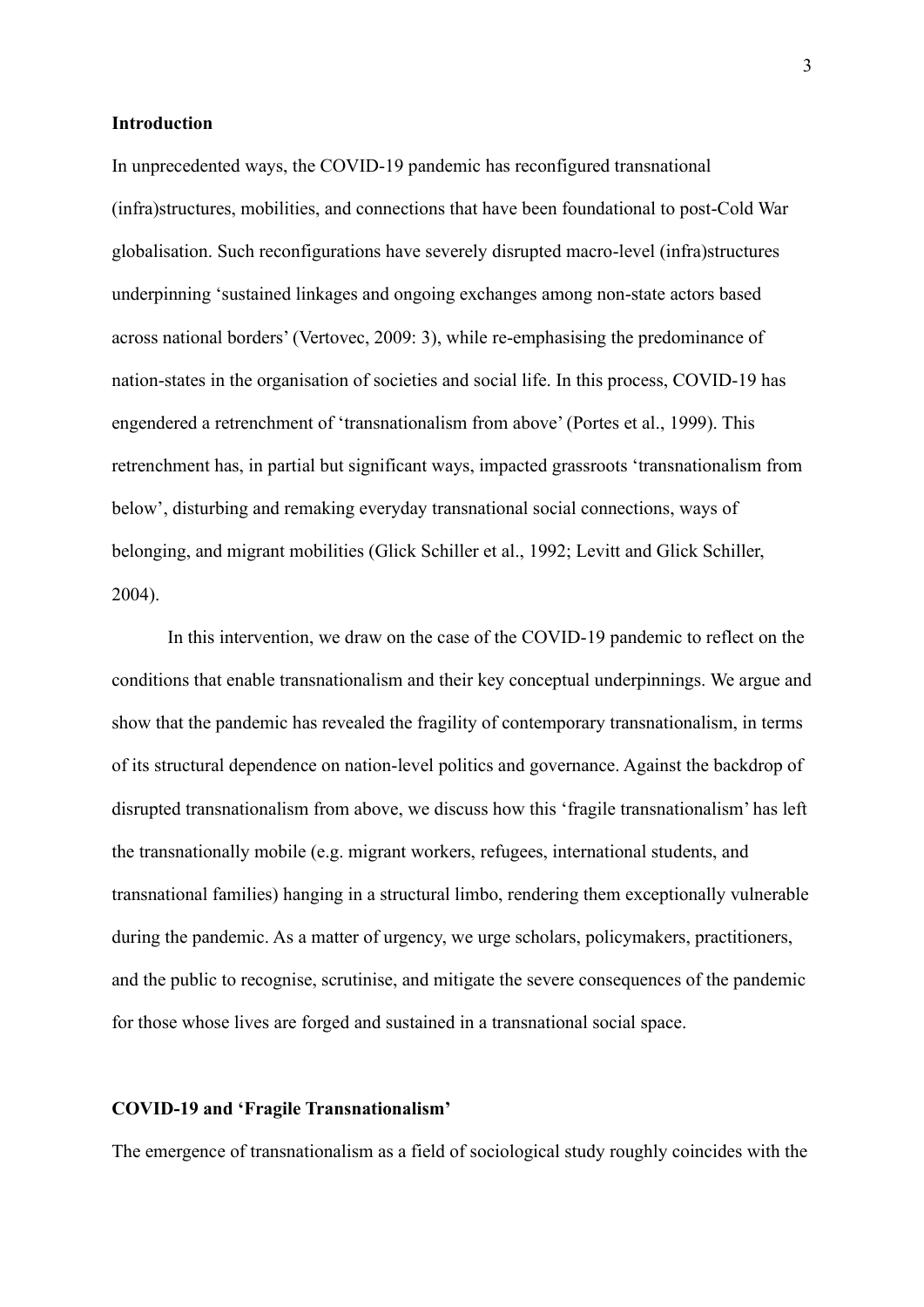## Introduction

In unprecedented ways, the COVID-19 pandemic has reconfigured transnational (infra)structures, mobilities, and connections that have been foundational to post-Cold War globalisation. Such reconfigurations have severely disrupted macro-level (infra)structures underpinning 'sustained linkages and ongoing exchanges among non-state actors based across national borders' (Vertovec, 2009: 3), while re-emphasising the predominance of nation-states in the organisation of societies and social life. In this process, COVID-19 has engendered a retrenchment of 'transnationalism from above' (Portes et al., 1999). This retrenchment has, in partial but significant ways, impacted grassroots 'transnationalism from below', disturbing and remaking everyday transnational social connections, ways of belonging, and migrant mobilities (Glick Schiller et al., 1992; Levitt and Glick Schiller, 2004).

In this intervention, we draw on the case of the COVID-19 pandemic to reflect on the conditions that enable transnationalism and their key conceptual underpinnings. We argue and show that the pandemic has revealed the fragility of contemporary transnationalism, in terms of its structural dependence on nation-level politics and governance. Against the backdrop of disrupted transnationalism from above, we discuss how this 'fragile transnationalism' has left the transnationally mobile (e.g. migrant workers, refugees, international students, and transnational families) hanging in a structural limbo, rendering them exceptionally vulnerable during the pandemic. As a matter of urgency, we urge scholars, policymakers, practitioners, and the public to recognise, scrutinise, and mitigate the severe consequences of the pandemic for those whose lives are forged and sustained in a transnational social space.

## COVID-19 and 'Fragile Transnationalism'

The emergence of transnationalism as a field of sociological study roughly coincides with the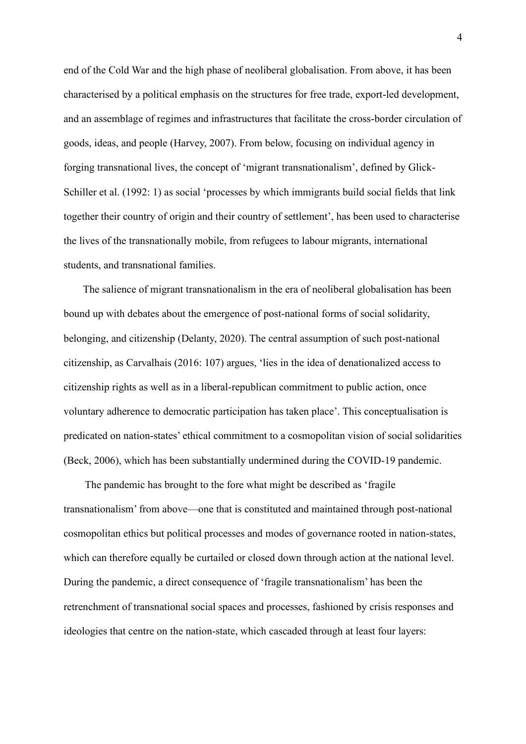end of the Cold War and the high phase of neoliberal globalisation. From above, it has been characterised by a political emphasis on the structures for free trade, export-led development, and an assemblage of regimes and infrastructures that facilitate the cross-border circulation of goods, ideas, and people (Harvey, 2007). From below, focusing on individual agency in forging transnational lives, the concept of 'migrant transnationalism', defined by Glick-Schiller et al. (1992: 1) as social 'processes by which immigrants build social fields that link together their country of origin and their country of settlement', has been used to characterise the lives of the transnationally mobile, from refugees to labour migrants, international students, and transnational families.

The salience of migrant transnationalism in the era of neoliberal globalisation has been bound up with debates about the emergence of post-national forms of social solidarity, belonging, and citizenship (Delanty, 2020). The central assumption of such post-national citizenship, as Carvalhais (2016: 107) argues, 'lies in the idea of denationalized access to citizenship rights as well as in a liberal-republican commitment to public action, once voluntary adherence to democratic participation has taken place'. This conceptualisation is predicated on nation-states' ethical commitment to a cosmopolitan vision of social solidarities (Beck, 2006), which has been substantially undermined during the COVID-19 pandemic.

The pandemic has brought to the fore what might be described as 'fragile transnationalism' from above—one that is constituted and maintained through post-national cosmopolitan ethics but political processes and modes of governance rooted in nation-states, which can therefore equally be curtailed or closed down through action at the national level. During the pandemic, a direct consequence of 'fragile transnationalism' has been the retrenchment of transnational social spaces and processes, fashioned by crisis responses and ideologies that centre on the nation-state, which cascaded through at least four layers: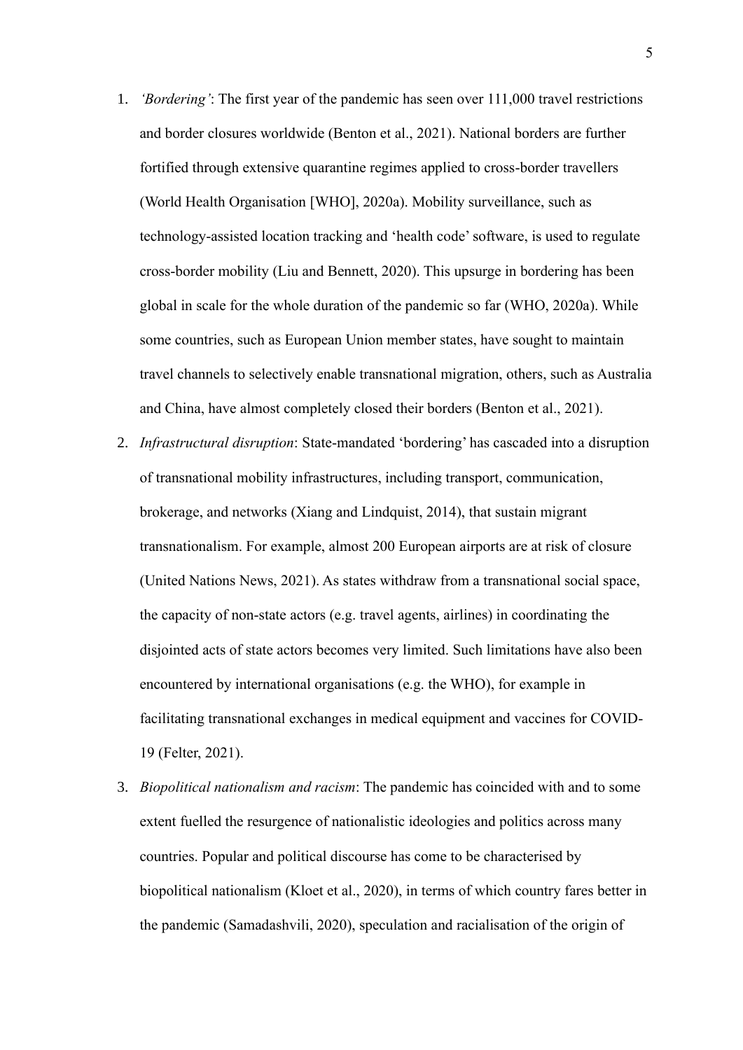1. *'Bordering'*: The first year of the pandemic has seen over 111,000 travel restrictions and border closures worldwide (Benton et al., 2021). National borders are further fortified through extensive quarantine regimes applied to cross-border travellers (World Health Organisation [WHO], 2020a). Mobility surveillance, such as technology-assisted location tracking and 'health code' software, is used to regulate cross-border mobility (Liu and Bennett, 2020). This upsurge in bordering has been global in scale for the whole duration of the pandemic so far (WHO, 2020a). While some countries, such as European Union member states, have sought to maintain travel channels to selectively enable transnational migration, others, such as Australia and China, have almost completely closed their borders (Benton et al., 2021).
2. *Infrastructural disruption*: State-mandated 'bordering' has cascaded into a disruption of transnational mobility infrastructures, including transport, communication, brokerage, and networks (Xiang and Lindquist, 2014), that sustain migrant transnationalism. For example, almost 200 European airports are at risk of closure (United Nations News, 2021). As states withdraw from a transnational social space, the capacity of non-state actors (e.g. travel agents, airlines) in coordinating the disjointed acts of state actors becomes very limited. Such limitations have also been encountered by international organisations (e.g. the WHO), for example in facilitating transnational exchanges in medical equipment and vaccines for COVID-19 (Felter, 2021).
3. *Biopolitical nationalism and racism*: The pandemic has coincided with and to some extent fuelled the resurgence of nationalistic ideologies and politics across many countries. Popular and political discourse has come to be characterised by biopolitical nationalism (Kloet et al., 2020), in terms of which country fares better in the pandemic (Samadashvili, 2020), speculation and racialisation of the origin of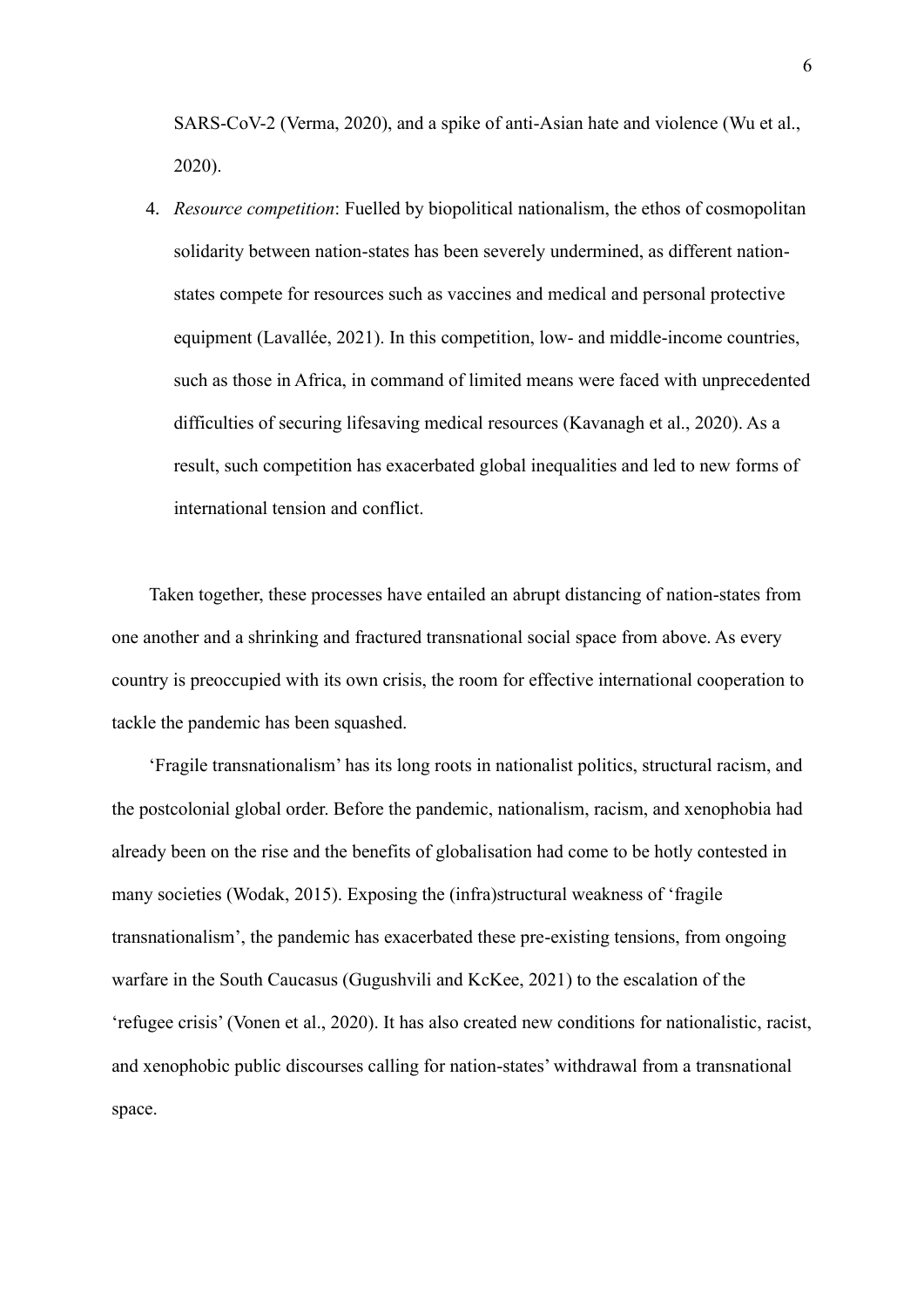SARS-CoV-2 (Verma, 2020), and a spike of anti-Asian hate and violence (Wu et al., 2020).

4. *Resource competition*: Fuelled by biopolitical nationalism, the ethos of cosmopolitan solidarity between nation-states has been severely undermined, as different nation-states compete for resources such as vaccines and medical and personal protective equipment (Lavallée, 2021). In this competition, low- and middle-income countries, such as those in Africa, in command of limited means were faced with unprecedented difficulties of securing lifesaving medical resources (Kavanagh et al., 2020). As a result, such competition has exacerbated global inequalities and led to new forms of international tension and conflict.

Taken together, these processes have entailed an abrupt distancing of nation-states from one another and a shrinking and fractured transnational social space from above. As every country is preoccupied with its own crisis, the room for effective international cooperation to tackle the pandemic has been squashed.

'Fragile transnationalism' has its long roots in nationalist politics, structural racism, and the postcolonial global order. Before the pandemic, nationalism, racism, and xenophobia had already been on the rise and the benefits of globalisation had come to be hotly contested in many societies (Wodak, 2015). Exposing the (infra)structural weakness of 'fragile transnationalism', the pandemic has exacerbated these pre-existing tensions, from ongoing warfare in the South Caucasus (Gugushvili and KcKee, 2021) to the escalation of the 'refugee crisis' (Vonen et al., 2020). It has also created new conditions for nationalistic, racist, and xenophobic public discourses calling for nation-states' withdrawal from a transnational space.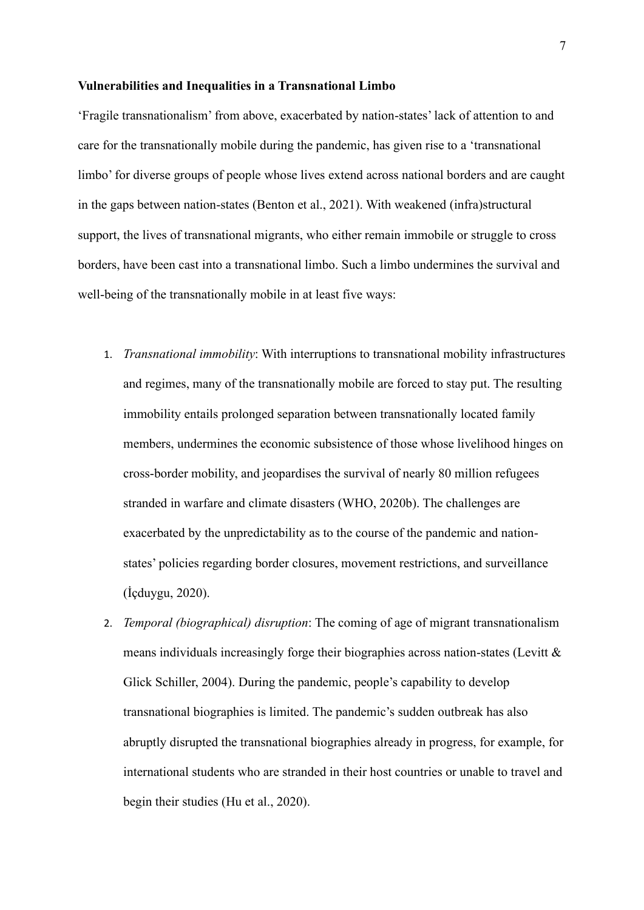**Vulnerabilities and Inequalities in a Transnational Limbo**

'Fragile transnationalism' from above, exacerbated by nation-states' lack of attention to and care for the transnationally mobile during the pandemic, has given rise to a 'transnational limbo' for diverse groups of people whose lives extend across national borders and are caught in the gaps between nation-states (Benton et al., 2021). With weakened (infra)structural support, the lives of transnational migrants, who either remain immobile or struggle to cross borders, have been cast into a transnational limbo. Such a limbo undermines the survival and well-being of the transnationally mobile in at least five ways:

1. *Transnational immobility*: With interruptions to transnational mobility infrastructures and regimes, many of the transnationally mobile are forced to stay put. The resulting immobility entails prolonged separation between transnationally located family members, undermines the economic subsistence of those whose livelihood hinges on cross-border mobility, and jeopardises the survival of nearly 80 million refugees stranded in warfare and climate disasters (WHO, 2020b). The challenges are exacerbated by the unpredictability as to the course of the pandemic and nation-states' policies regarding border closures, movement restrictions, and surveillance (İçduygu, 2020).
2. *Temporal (biographical) disruption*: The coming of age of migrant transnationalism means individuals increasingly forge their biographies across nation-states (Levitt & Glick Schiller, 2004). During the pandemic, people's capability to develop transnational biographies is limited. The pandemic's sudden outbreak has also abruptly disrupted the transnational biographies already in progress, for example, for international students who are stranded in their host countries or unable to travel and begin their studies (Hu et al., 2020).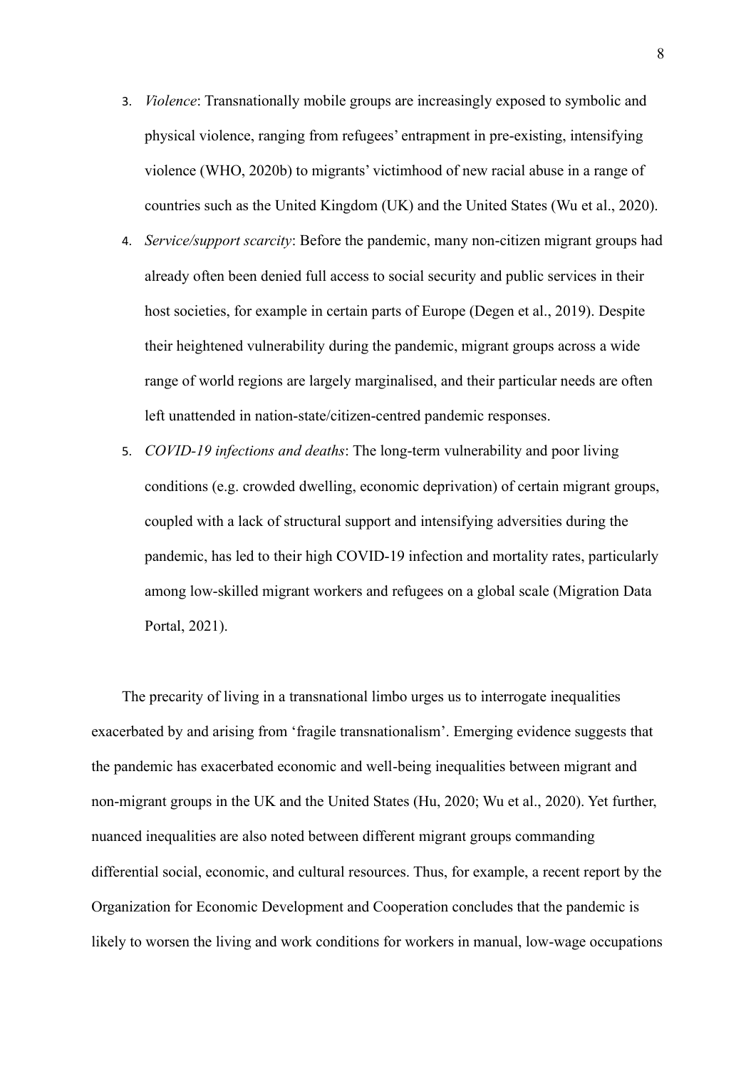3. *Violence*: Transnationally mobile groups are increasingly exposed to symbolic and physical violence, ranging from refugees' entrapment in pre-existing, intensifying violence (WHO, 2020b) to migrants' victimhood of new racial abuse in a range of countries such as the United Kingdom (UK) and the United States (Wu et al., 2020).
4. *Service/support scarcity*: Before the pandemic, many non-citizen migrant groups had already often been denied full access to social security and public services in their host societies, for example in certain parts of Europe (Degen et al., 2019). Despite their heightened vulnerability during the pandemic, migrant groups across a wide range of world regions are largely marginalised, and their particular needs are often left unattended in nation-state/citizen-centred pandemic responses.
5. *COVID-19 infections and deaths*: The long-term vulnerability and poor living conditions (e.g. crowded dwelling, economic deprivation) of certain migrant groups, coupled with a lack of structural support and intensifying adversities during the pandemic, has led to their high COVID-19 infection and mortality rates, particularly among low-skilled migrant workers and refugees on a global scale (Migration Data Portal, 2021).

The precarity of living in a transnational limbo urges us to interrogate inequalities exacerbated by and arising from 'fragile transnationalism'. Emerging evidence suggests that the pandemic has exacerbated economic and well-being inequalities between migrant and non-migrant groups in the UK and the United States (Hu, 2020; Wu et al., 2020). Yet further, nuanced inequalities are also noted between different migrant groups commanding differential social, economic, and cultural resources. Thus, for example, a recent report by the Organization for Economic Development and Cooperation concludes that the pandemic is likely to worsen the living and work conditions for workers in manual, low-wage occupations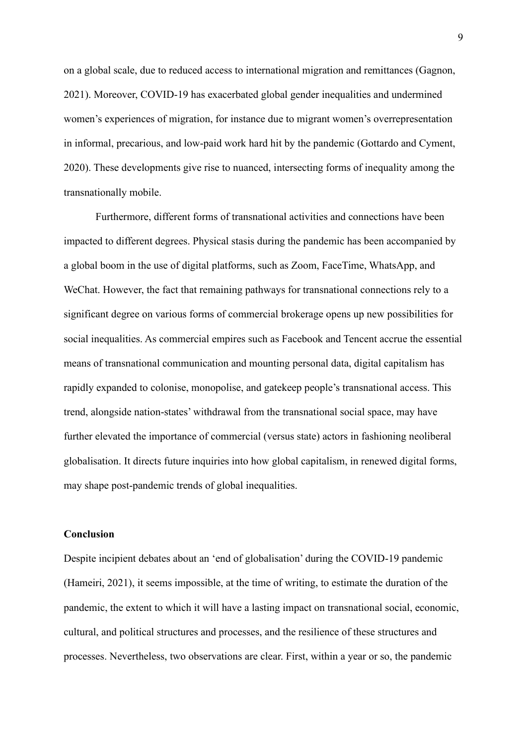on a global scale, due to reduced access to international migration and remittances (Gagnon, 2021). Moreover, COVID-19 has exacerbated global gender inequalities and undermined women's experiences of migration, for instance due to migrant women's overrepresentation in informal, precarious, and low-paid work hard hit by the pandemic (Gottardo and Cyment, 2020). These developments give rise to nuanced, intersecting forms of inequality among the transnationally mobile.

Furthermore, different forms of transnational activities and connections have been impacted to different degrees. Physical stasis during the pandemic has been accompanied by a global boom in the use of digital platforms, such as Zoom, FaceTime, WhatsApp, and WeChat. However, the fact that remaining pathways for transnational connections rely to a significant degree on various forms of commercial brokerage opens up new possibilities for social inequalities. As commercial empires such as Facebook and Tencent accrue the essential means of transnational communication and mounting personal data, digital capitalism has rapidly expanded to colonise, monopolise, and gatekeep people's transnational access. This trend, alongside nation-states' withdrawal from the transnational social space, may have further elevated the importance of commercial (versus state) actors in fashioning neoliberal globalisation. It directs future inquiries into how global capitalism, in renewed digital forms, may shape post-pandemic trends of global inequalities.

## Conclusion

Despite incipient debates about an 'end of globalisation' during the COVID-19 pandemic (Hameiri, 2021), it seems impossible, at the time of writing, to estimate the duration of the pandemic, the extent to which it will have a lasting impact on transnational social, economic, cultural, and political structures and processes, and the resilience of these structures and processes. Nevertheless, two observations are clear. First, within a year or so, the pandemic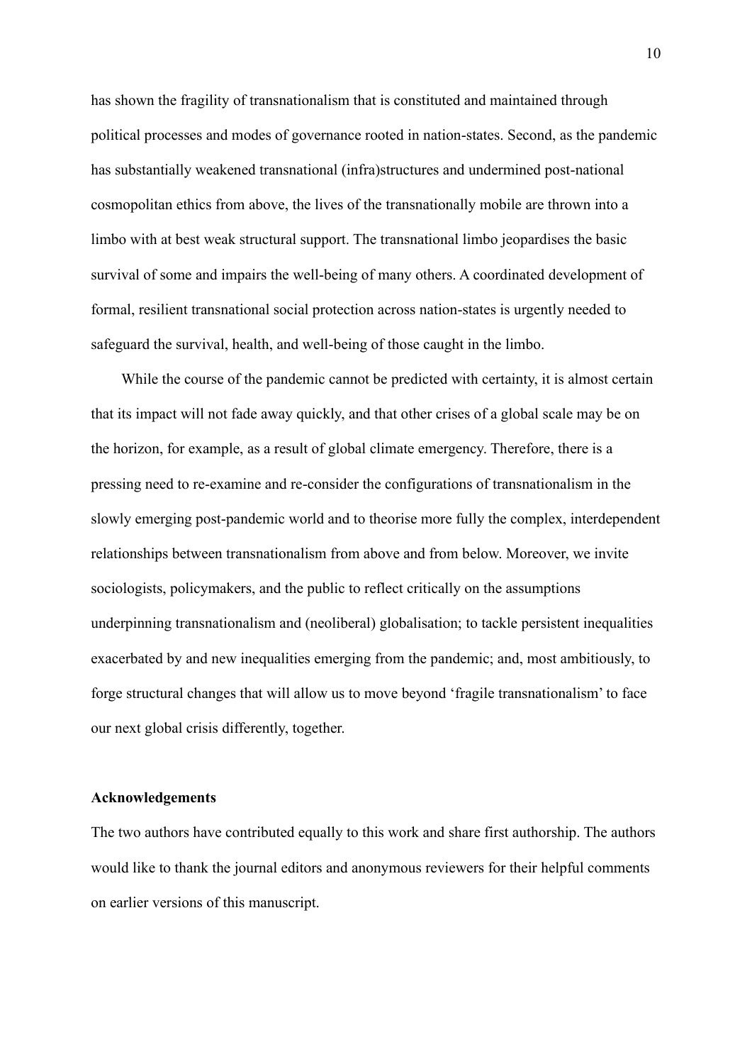has shown the fragility of transnationalism that is constituted and maintained through political processes and modes of governance rooted in nation-states. Second, as the pandemic has substantially weakened transnational (infra)structures and undermined post-national cosmopolitan ethics from above, the lives of the transnationally mobile are thrown into a limbo with at best weak structural support. The transnational limbo jeopardises the basic survival of some and impairs the well-being of many others. A coordinated development of formal, resilient transnational social protection across nation-states is urgently needed to safeguard the survival, health, and well-being of those caught in the limbo.

While the course of the pandemic cannot be predicted with certainty, it is almost certain that its impact will not fade away quickly, and that other crises of a global scale may be on the horizon, for example, as a result of global climate emergency. Therefore, there is a pressing need to re-examine and re-consider the configurations of transnationalism in the slowly emerging post-pandemic world and to theorise more fully the complex, interdependent relationships between transnationalism from above and from below. Moreover, we invite sociologists, policymakers, and the public to reflect critically on the assumptions underpinning transnationalism and (neoliberal) globalisation; to tackle persistent inequalities exacerbated by and new inequalities emerging from the pandemic; and, most ambitiously, to forge structural changes that will allow us to move beyond 'fragile transnationalism' to face our next global crisis differently, together.

**Acknowledgements**

The two authors have contributed equally to this work and share first authorship. The authors would like to thank the journal editors and anonymous reviewers for their helpful comments on earlier versions of this manuscript.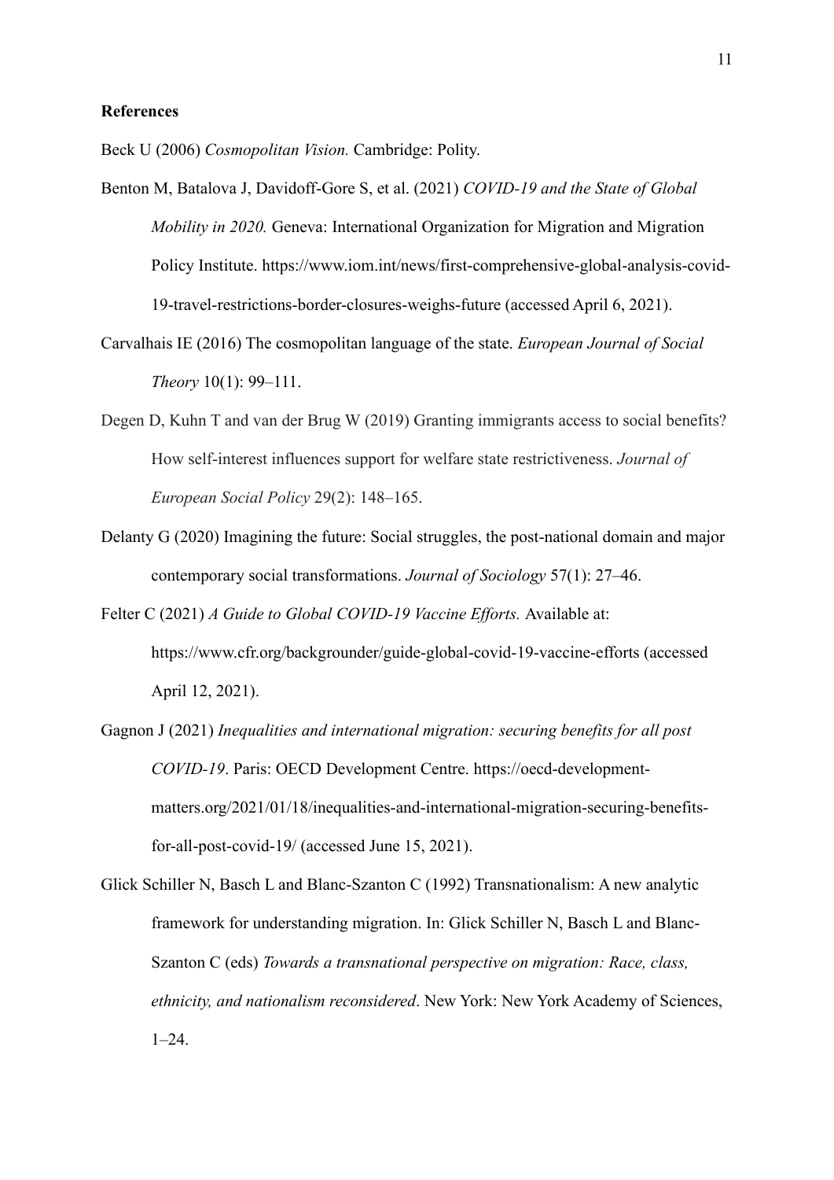**References**

Beck U (2006) *Cosmopolitan Vision.* Cambridge: Polity.

Benton M, Batalova J, Davidoff-Gore S, et al. (2021) *COVID-19 and the State of Global Mobility in 2020.* Geneva: International Organization for Migration and Migration Policy Institute. https://www.iom.int/news/first-comprehensive-global-analysis-covid-19-travel-restrictions-border-closures-weighs-future (accessed April 6, 2021).

Carvalhais IE (2016) The cosmopolitan language of the state. *European Journal of Social Theory* 10(1): 99–111.

Degen D, Kuhn T and van der Brug W (2019) Granting immigrants access to social benefits? How self-interest influences support for welfare state restrictiveness. *Journal of European Social Policy* 29(2): 148–165.

Delanty G (2020) Imagining the future: Social struggles, the post-national domain and major contemporary social transformations. *Journal of Sociology* 57(1): 27–46.

Felter C (2021) *A Guide to Global COVID-19 Vaccine Efforts.* Available at: https://www.cfr.org/backgrounder/guide-global-covid-19-vaccine-efforts (accessed April 12, 2021).

Gagnon J (2021) *Inequalities and international migration: securing benefits for all post COVID-19*. Paris: OECD Development Centre. https://oecd-development-matters.org/2021/01/18/inequalities-and-international-migration-securing-benefits-for-all-post-covid-19/ (accessed June 15, 2021).

Glick Schiller N, Basch L and Blanc-Szanton C (1992) Transnationalism: A new analytic framework for understanding migration. In: Glick Schiller N, Basch L and Blanc-Szanton C (eds) *Towards a transnational perspective on migration: Race, class, ethnicity, and nationalism reconsidered*. New York: New York Academy of Sciences, 1–24.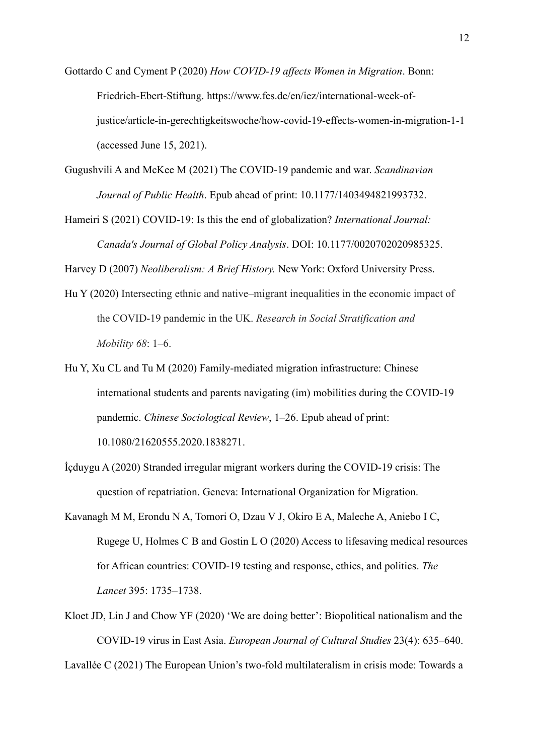Gottardo C and Cyment P (2020) *How COVID-19 affects Women in Migration*. Bonn: Friedrich-Ebert-Stiftung. https://www.fes.de/en/iez/international-week-of-justice/article-in-gerechtigkeitswoche/how-covid-19-effects-women-in-migration-1-1 (accessed June 15, 2021).

Gugushvili A and McKee M (2021) The COVID-19 pandemic and war. *Scandinavian Journal of Public Health*. Epub ahead of print: 10.1177/1403494821993732.

Hameiri S (2021) COVID-19: Is this the end of globalization? *International Journal: Canada's Journal of Global Policy Analysis*. DOI: 10.1177/0020702020985325.

Harvey D (2007) *Neoliberalism: A Brief History.* New York: Oxford University Press.

Hu Y (2020) Intersecting ethnic and native–migrant inequalities in the economic impact of the COVID-19 pandemic in the UK. *Research in Social Stratification and Mobility 68*: 1–6.

Hu Y, Xu CL and Tu M (2020) Family-mediated migration infrastructure: Chinese international students and parents navigating (im) mobilities during the COVID-19 pandemic. *Chinese Sociological Review*, 1–26. Epub ahead of print: 10.1080/21620555.2020.1838271.

İçduygu A (2020) Stranded irregular migrant workers during the COVID-19 crisis: The question of repatriation. Geneva: International Organization for Migration.

Kavanagh M M, Erondu N A, Tomori O, Dzau V J, Okiro E A, Maleche A, Aniebo I C, Rugege U, Holmes C B and Gostin L O (2020) Access to lifesaving medical resources for African countries: COVID-19 testing and response, ethics, and politics. *The Lancet* 395: 1735–1738.

Kloet JD, Lin J and Chow YF (2020) 'We are doing better': Biopolitical nationalism and the COVID-19 virus in East Asia. *European Journal of Cultural Studies* 23(4): 635–640.

Lavallée C (2021) The European Union's two-fold multilateralism in crisis mode: Towards a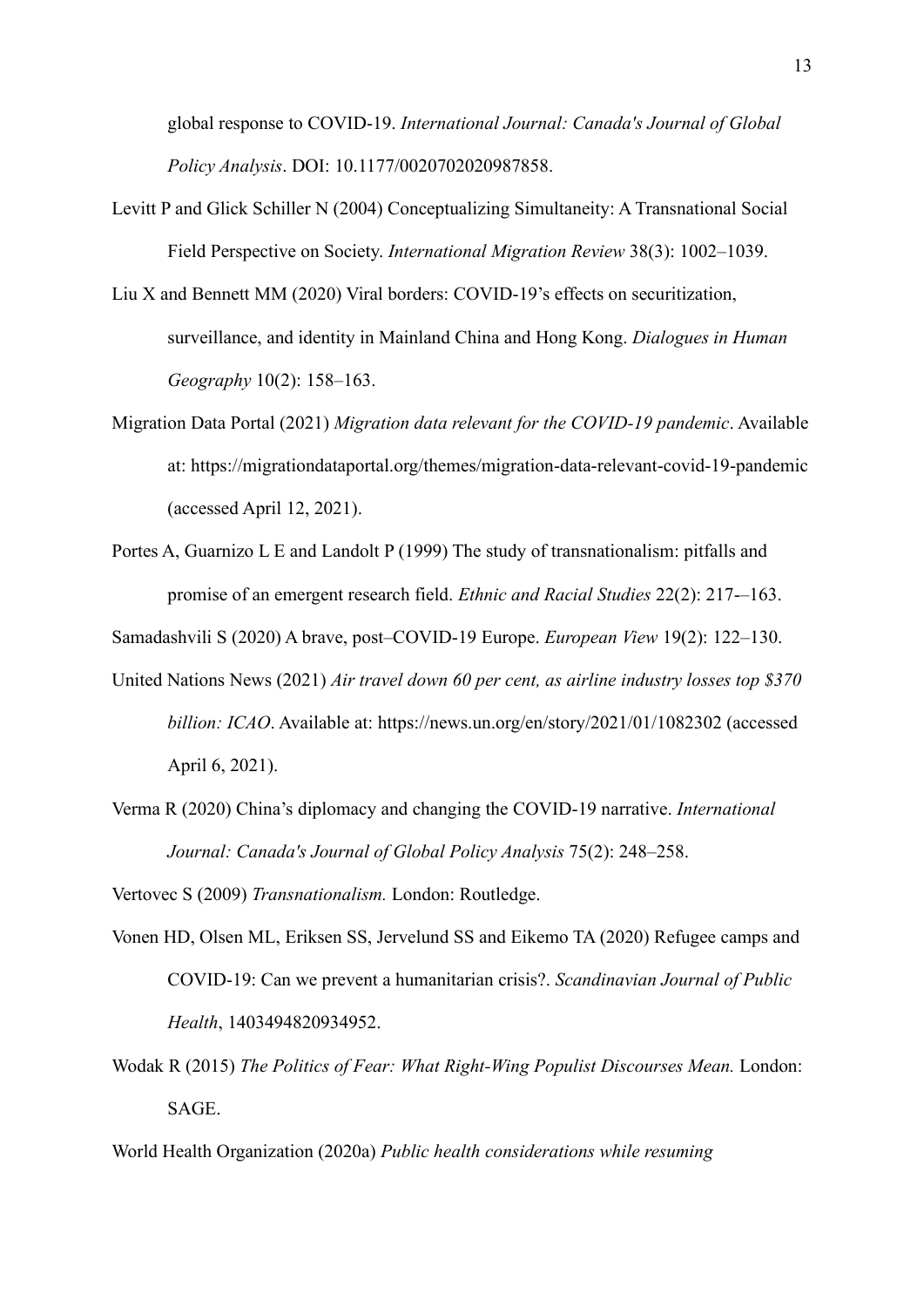global response to COVID-19. *International Journal: Canada's Journal of Global Policy Analysis*. DOI: 10.1177/0020702020987858.

Levitt P and Glick Schiller N (2004) Conceptualizing Simultaneity: A Transnational Social Field Perspective on Society. *International Migration Review* 38(3): 1002–1039.

Liu X and Bennett MM (2020) Viral borders: COVID-19's effects on securitization, surveillance, and identity in Mainland China and Hong Kong. *Dialogues in Human Geography* 10(2): 158–163.

Migration Data Portal (2021) *Migration data relevant for the COVID-19 pandemic*. Available at: https://migrationdataportal.org/themes/migration-data-relevant-covid-19-pandemic (accessed April 12, 2021).

Portes A, Guarnizo L E and Landolt P (1999) The study of transnationalism: pitfalls and promise of an emergent research field. *Ethnic and Racial Studies* 22(2): 217-–163.

Samadashvili S (2020) A brave, post–COVID-19 Europe. *European View* 19(2): 122–130.

United Nations News (2021) *Air travel down 60 per cent, as airline industry losses top $370 billion: ICAO*. Available at: https://news.un.org/en/story/2021/01/1082302 (accessed April 6, 2021).

Verma R (2020) China's diplomacy and changing the COVID-19 narrative. *International Journal: Canada's Journal of Global Policy Analysis* 75(2): 248–258.

Vertovec S (2009) *Transnationalism.* London: Routledge.

Vonen HD, Olsen ML, Eriksen SS, Jervelund SS and Eikemo TA (2020) Refugee camps and COVID-19: Can we prevent a humanitarian crisis?. *Scandinavian Journal of Public Health*, 1403494820934952.

Wodak R (2015) *The Politics of Fear: What Right-Wing Populist Discourses Mean.* London: SAGE.

World Health Organization (2020a) *Public health considerations while resuming*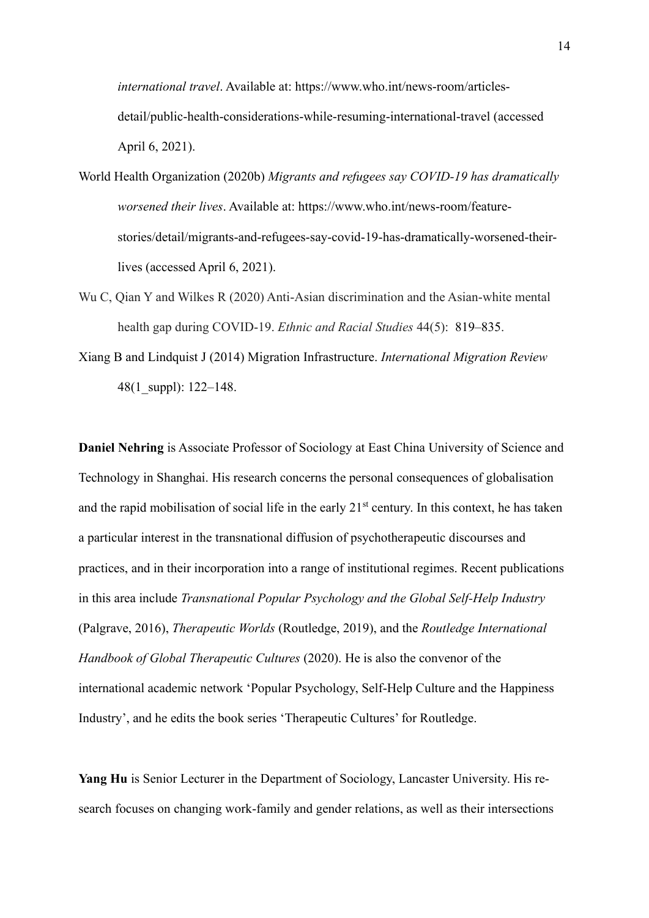*international travel*. Available at: https://www.who.int/news-room/articles-detail/public-health-considerations-while-resuming-international-travel (accessed April 6, 2021).

World Health Organization (2020b) *Migrants and refugees say COVID-19 has dramatically worsened their lives*. Available at: https://www.who.int/news-room/feature-stories/detail/migrants-and-refugees-say-covid-19-has-dramatically-worsened-their-lives (accessed April 6, 2021).

Wu C, Qian Y and Wilkes R (2020) Anti-Asian discrimination and the Asian-white mental health gap during COVID-19. *Ethnic and Racial Studies* 44(5): 819–835.

Xiang B and Lindquist J (2014) Migration Infrastructure. *International Migration Review* 48(1_suppl): 122–148.

**Daniel Nehring** is Associate Professor of Sociology at East China University of Science and Technology in Shanghai. His research concerns the personal consequences of globalisation and the rapid mobilisation of social life in the early 21st century. In this context, he has taken a particular interest in the transnational diffusion of psychotherapeutic discourses and practices, and in their incorporation into a range of institutional regimes. Recent publications in this area include *Transnational Popular Psychology and the Global Self-Help Industry* (Palgrave, 2016), *Therapeutic Worlds* (Routledge, 2019), and the *Routledge International Handbook of Global Therapeutic Cultures* (2020). He is also the convenor of the international academic network 'Popular Psychology, Self-Help Culture and the Happiness Industry', and he edits the book series 'Therapeutic Cultures' for Routledge.

**Yang Hu** is Senior Lecturer in the Department of Sociology, Lancaster University. His research focuses on changing work-family and gender relations, as well as their intersections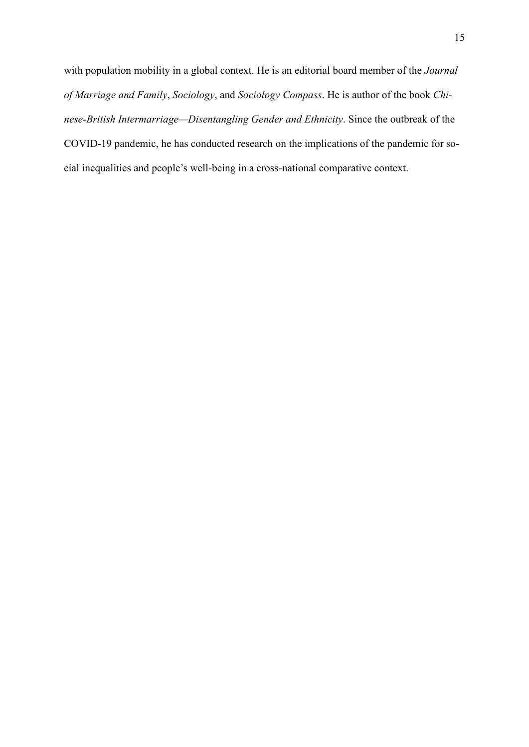with population mobility in a global context. He is an editorial board member of the *Journal of Marriage and Family*, *Sociology*, and *Sociology Compass*. He is author of the book *Chinese-British Intermarriage—Disentangling Gender and Ethnicity*. Since the outbreak of the COVID-19 pandemic, he has conducted research on the implications of the pandemic for social inequalities and people's well-being in a cross-national comparative context.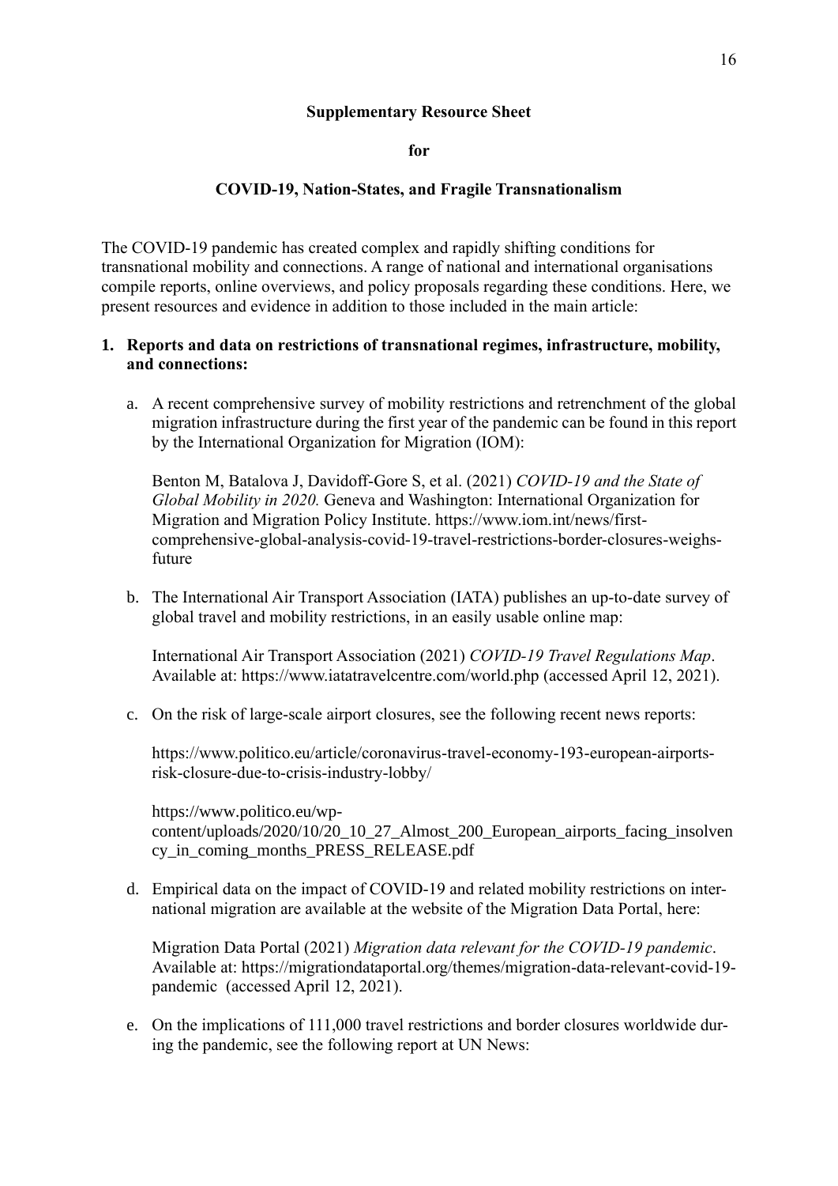**Supplementary Resource Sheet**

**for**

**COVID-19, Nation-States, and Fragile Transnationalism**

The COVID-19 pandemic has created complex and rapidly shifting conditions for transnational mobility and connections. A range of national and international organisations compile reports, online overviews, and policy proposals regarding these conditions. Here, we present resources and evidence in addition to those included in the main article:

1. **Reports and data on restrictions of transnational regimes, infrastructure, mobility, and connections:**

   a. A recent comprehensive survey of mobility restrictions and retrenchment of the global migration infrastructure during the first year of the pandemic can be found in this report by the International Organization for Migration (IOM):

      Benton M, Batalova J, Davidoff-Gore S, et al. (2021) *COVID-19 and the State of Global Mobility in 2020.* Geneva and Washington: International Organization for Migration and Migration Policy Institute. https://www.iom.int/news/first-comprehensive-global-analysis-covid-19-travel-restrictions-border-closures-weighs-future

   b. The International Air Transport Association (IATA) publishes an up-to-date survey of global travel and mobility restrictions, in an easily usable online map:

      International Air Transport Association (2021) *COVID-19 Travel Regulations Map*. Available at: https://www.iatatravelcentre.com/world.php (accessed April 12, 2021).

   c. On the risk of large-scale airport closures, see the following recent news reports:

      https://www.politico.eu/article/coronavirus-travel-economy-193-european-airports-risk-closure-due-to-crisis-industry-lobby/

      https://www.politico.eu/wp-content/uploads/2020/10/20_10_27_Almost_200_European_airports_facing_insolvency_in_coming_months_PRESS_RELEASE.pdf

   d. Empirical data on the impact of COVID-19 and related mobility restrictions on international migration are available at the website of the Migration Data Portal, here:

      Migration Data Portal (2021) *Migration data relevant for the COVID-19 pandemic*. Available at: https://migrationdataportal.org/themes/migration-data-relevant-covid-19-pandemic (accessed April 12, 2021).

   e. On the implications of 111,000 travel restrictions and border closures worldwide during the pandemic, see the following report at UN News: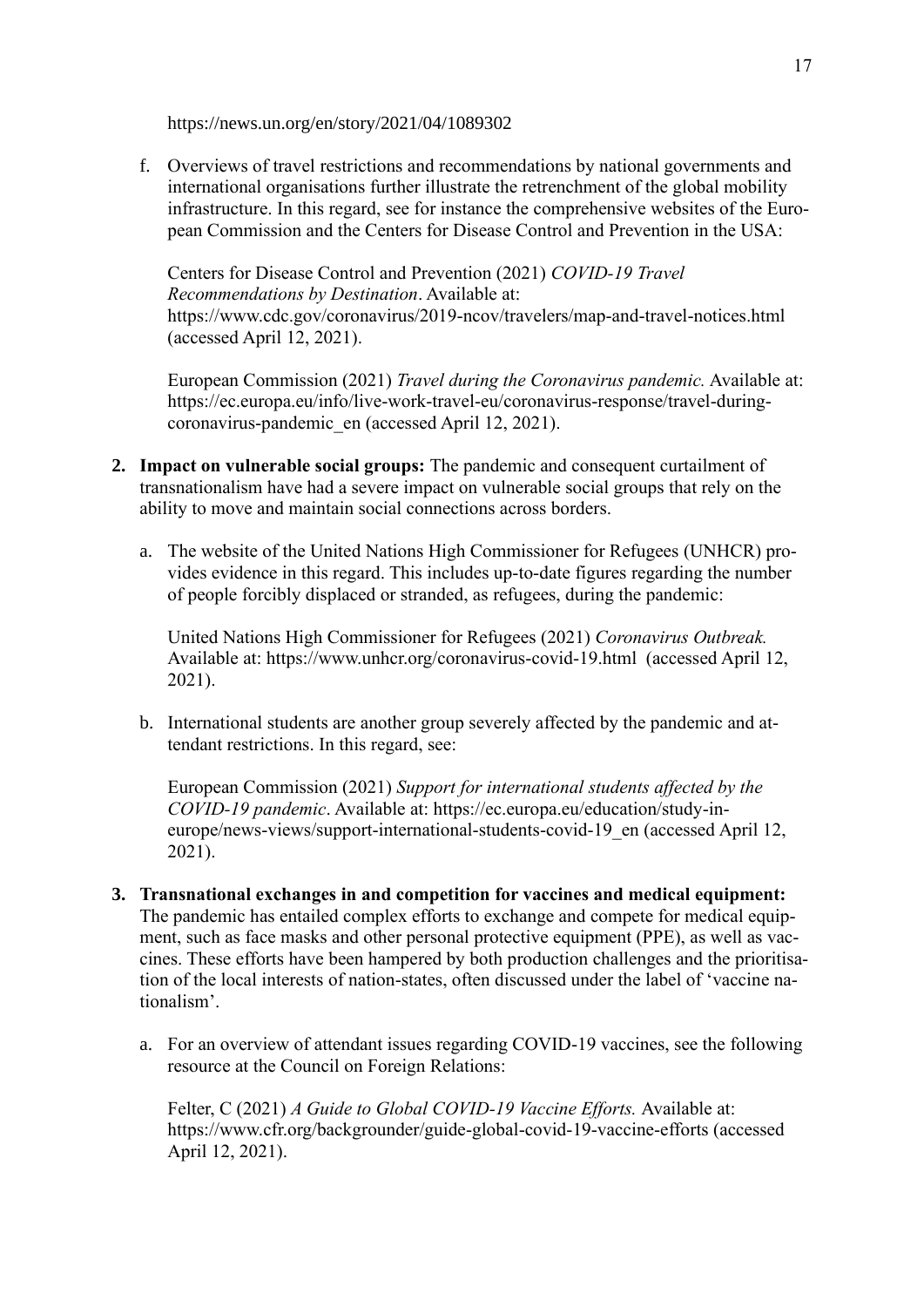https://news.un.org/en/story/2021/04/1089302

f. Overviews of travel restrictions and recommendations by national governments and international organisations further illustrate the retrenchment of the global mobility infrastructure. In this regard, see for instance the comprehensive websites of the European Commission and the Centers for Disease Control and Prevention in the USA:

   Centers for Disease Control and Prevention (2021) *COVID-19 Travel Recommendations by Destination*. Available at: https://www.cdc.gov/coronavirus/2019-ncov/travelers/map-and-travel-notices.html (accessed April 12, 2021).

   European Commission (2021) *Travel during the Coronavirus pandemic.* Available at: https://ec.europa.eu/info/live-work-travel-eu/coronavirus-response/travel-during-coronavirus-pandemic_en (accessed April 12, 2021).

2. **Impact on vulnerable social groups:** The pandemic and consequent curtailment of transnationalism have had a severe impact on vulnerable social groups that rely on the ability to move and maintain social connections across borders.

   a. The website of the United Nations High Commissioner for Refugees (UNHCR) provides evidence in this regard. This includes up-to-date figures regarding the number of people forcibly displaced or stranded, as refugees, during the pandemic:

      United Nations High Commissioner for Refugees (2021) *Coronavirus Outbreak.* Available at: https://www.unhcr.org/coronavirus-covid-19.html (accessed April 12, 2021).

   b. International students are another group severely affected by the pandemic and attendant restrictions. In this regard, see:

      European Commission (2021) *Support for international students affected by the COVID-19 pandemic*. Available at: https://ec.europa.eu/education/study-in-europe/news-views/support-international-students-covid-19_en (accessed April 12, 2021).

3. **Transnational exchanges in and competition for vaccines and medical equipment:** The pandemic has entailed complex efforts to exchange and compete for medical equipment, such as face masks and other personal protective equipment (PPE), as well as vaccines. These efforts have been hampered by both production challenges and the prioritisation of the local interests of nation-states, often discussed under the label of 'vaccine nationalism'.

   a. For an overview of attendant issues regarding COVID-19 vaccines, see the following resource at the Council on Foreign Relations:

      Felter, C (2021) *A Guide to Global COVID-19 Vaccine Efforts.* Available at: https://www.cfr.org/backgrounder/guide-global-covid-19-vaccine-efforts (accessed April 12, 2021).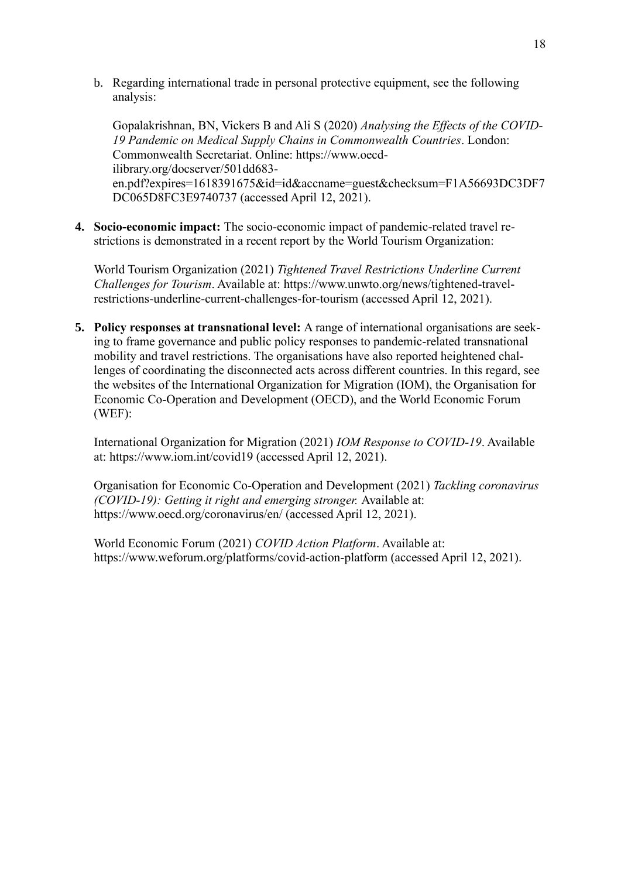b. Regarding international trade in personal protective equipment, see the following analysis:

   Gopalakrishnan, BN, Vickers B and Ali S (2020) *Analysing the Effects of the COVID-19 Pandemic on Medical Supply Chains in Commonwealth Countries*. London: Commonwealth Secretariat. Online: https://www.oecd-ilibrary.org/docserver/501dd683-en.pdf?expires=1618391675&id=id&accname=guest&checksum=F1A56693DC3DF7DC065D8FC3E9740737 (accessed April 12, 2021).

**4. Socio-economic impact:** The socio-economic impact of pandemic-related travel restrictions is demonstrated in a recent report by the World Tourism Organization:

   World Tourism Organization (2021) *Tightened Travel Restrictions Underline Current Challenges for Tourism*. Available at: https://www.unwto.org/news/tightened-travel-restrictions-underline-current-challenges-for-tourism (accessed April 12, 2021).

**5. Policy responses at transnational level:** A range of international organisations are seeking to frame governance and public policy responses to pandemic-related transnational mobility and travel restrictions. The organisations have also reported heightened challenges of coordinating the disconnected acts across different countries. In this regard, see the websites of the International Organization for Migration (IOM), the Organisation for Economic Co-Operation and Development (OECD), and the World Economic Forum (WEF):

   International Organization for Migration (2021) *IOM Response to COVID-19*. Available at: https://www.iom.int/covid19 (accessed April 12, 2021).

   Organisation for Economic Co-Operation and Development (2021) *Tackling coronavirus (COVID-19): Getting it right and emerging stronger.* Available at: https://www.oecd.org/coronavirus/en/ (accessed April 12, 2021).

   World Economic Forum (2021) *COVID Action Platform*. Available at: https://www.weforum.org/platforms/covid-action-platform (accessed April 12, 2021).